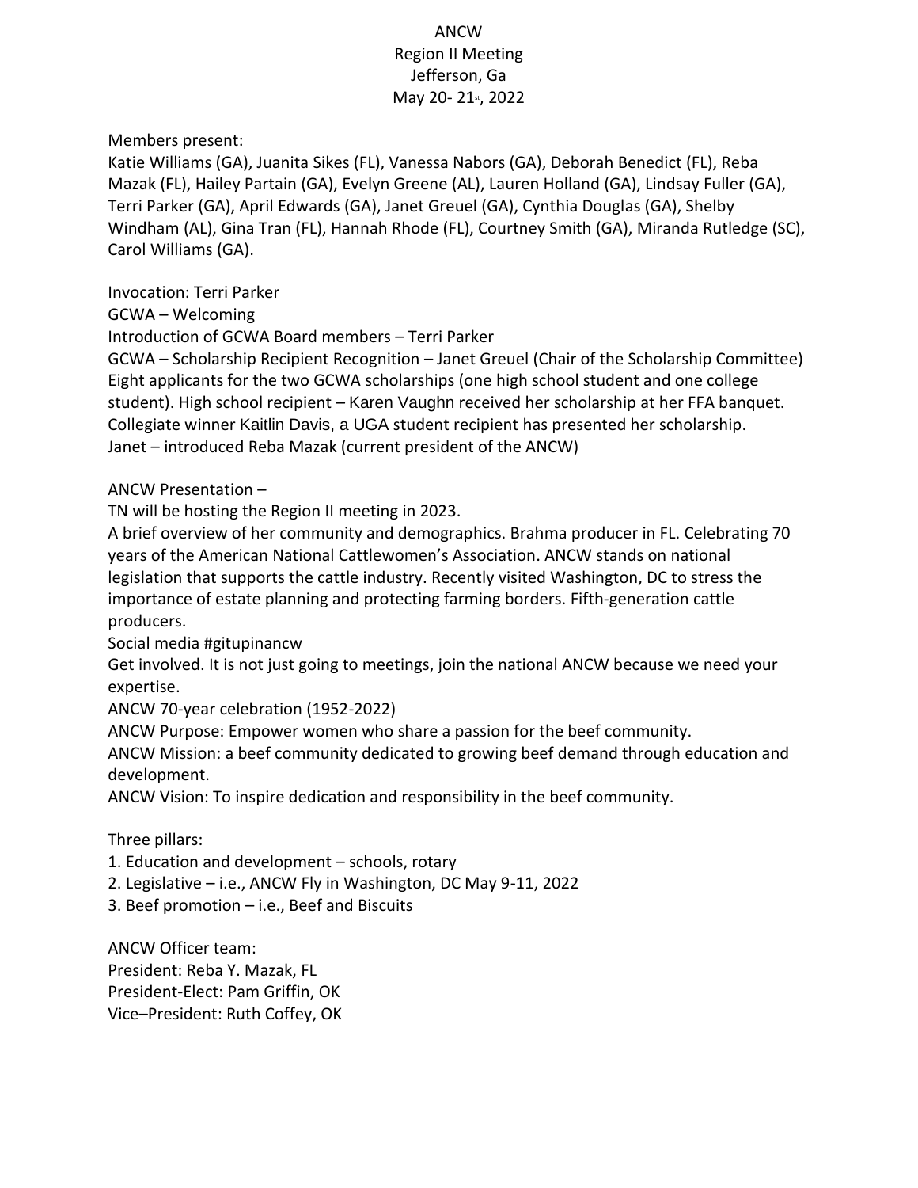# ANCW
## Region II Meeting
## Jefferson, Ga
## May 20- 21st, 2022

Members present:
Katie Williams (GA), Juanita Sikes (FL), Vanessa Nabors (GA), Deborah Benedict (FL), Reba Mazak (FL), Hailey Partain (GA), Evelyn Greene (AL), Lauren Holland (GA), Lindsay Fuller (GA), Terri Parker (GA), April Edwards (GA), Janet Greuel (GA), Cynthia Douglas (GA), Shelby Windham (AL), Gina Tran (FL), Hannah Rhode (FL), Courtney Smith (GA), Miranda Rutledge (SC), Carol Williams (GA).

Invocation: Terri Parker
GCWA – Welcoming
Introduction of GCWA Board members – Terri Parker
GCWA – Scholarship Recipient Recognition – Janet Greuel (Chair of the Scholarship Committee)
Eight applicants for the two GCWA scholarships (one high school student and one college student). High school recipient – Karen Vaughn received her scholarship at her FFA banquet. Collegiate winner Kaitlin Davis, a UGA student recipient has presented her scholarship.
Janet – introduced Reba Mazak (current president of the ANCW)

ANCW Presentation –
TN will be hosting the Region II meeting in 2023.
A brief overview of her community and demographics. Brahma producer in FL. Celebrating 70 years of the American National Cattlewomen's Association. ANCW stands on national legislation that supports the cattle industry. Recently visited Washington, DC to stress the importance of estate planning and protecting farming borders. Fifth-generation cattle producers.
Social media #gitupinancw
Get involved. It is not just going to meetings, join the national ANCW because we need your expertise.
ANCW 70-year celebration (1952-2022)
ANCW Purpose: Empower women who share a passion for the beef community.
ANCW Mission: a beef community dedicated to growing beef demand through education and development.
ANCW Vision: To inspire dedication and responsibility in the beef community.

Three pillars:
1. Education and development – schools, rotary
2. Legislative – i.e., ANCW Fly in Washington, DC May 9-11, 2022
3. Beef promotion – i.e., Beef and Biscuits

ANCW Officer team:
President: Reba Y. Mazak, FL
President-Elect: Pam Griffin, OK
Vice–President: Ruth Coffey, OK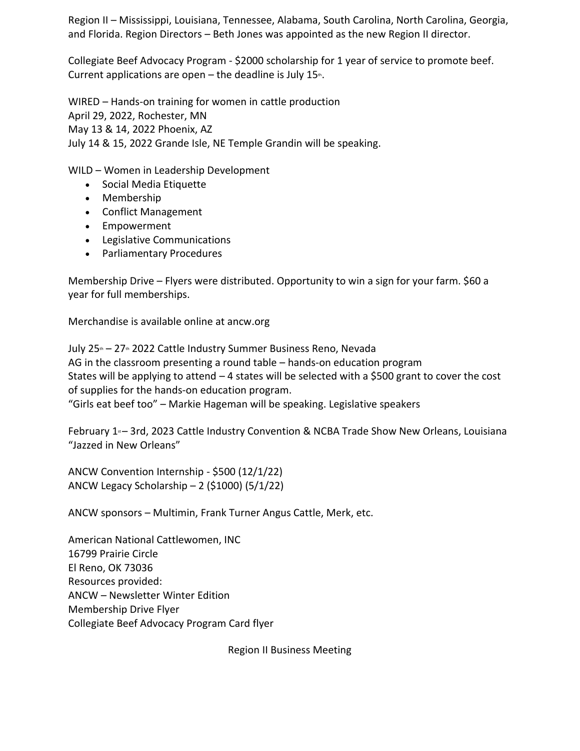Region II – Mississippi, Louisiana, Tennessee, Alabama, South Carolina, North Carolina, Georgia, and Florida. Region Directors – Beth Jones was appointed as the new Region II director.

Collegiate Beef Advocacy Program - $2000 scholarship for 1 year of service to promote beef. Current applications are open – the deadline is July 15th.

WIRED – Hands-on training for women in cattle production
April 29, 2022, Rochester, MN
May 13 & 14, 2022 Phoenix, AZ
July 14 & 15, 2022 Grande Isle, NE Temple Grandin will be speaking.

WILD – Women in Leadership Development

- Social Media Etiquette
- Membership
- Conflict Management
- Empowerment
- Legislative Communications
- Parliamentary Procedures

Membership Drive – Flyers were distributed. Opportunity to win a sign for your farm. $60 a year for full memberships.

Merchandise is available online at ancw.org

July 25th – 27th 2022 Cattle Industry Summer Business Reno, Nevada
AG in the classroom presenting a round table – hands-on education program
States will be applying to attend – 4 states will be selected with a $500 grant to cover the cost of supplies for the hands-on education program.
"Girls eat beef too" – Markie Hageman will be speaking. Legislative speakers

February 1st – 3rd, 2023 Cattle Industry Convention & NCBA Trade Show New Orleans, Louisiana "Jazzed in New Orleans"

ANCW Convention Internship - $500 (12/1/22)
ANCW Legacy Scholarship – 2 ($1000) (5/1/22)

ANCW sponsors – Multimin, Frank Turner Angus Cattle, Merk, etc.

American National Cattlewomen, INC
16799 Prairie Circle
El Reno, OK 73036
Resources provided:
ANCW – Newsletter Winter Edition
Membership Drive Flyer
Collegiate Beef Advocacy Program Card flyer

Region II Business Meeting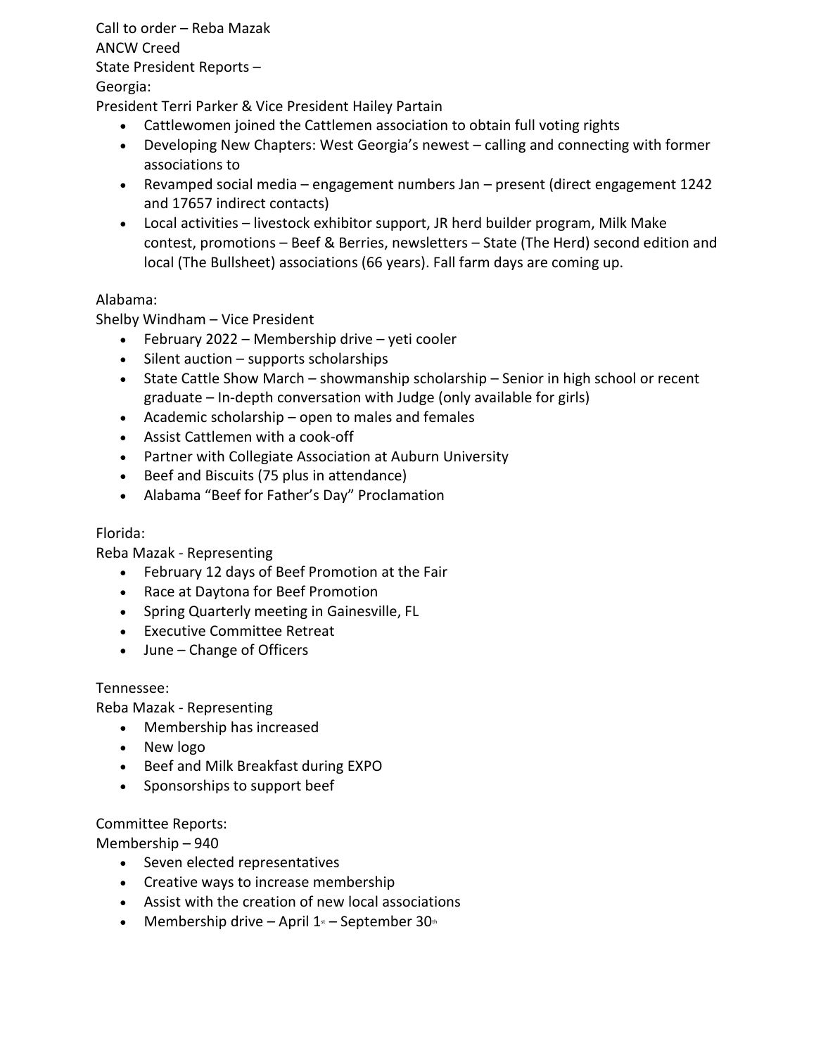Call to order – Reba Mazak
ANCW Creed
State President Reports –
Georgia:
President Terri Parker & Vice President Hailey Partain

- Cattlewomen joined the Cattlemen association to obtain full voting rights
- Developing New Chapters: West Georgia's newest – calling and connecting with former associations to
- Revamped social media – engagement numbers Jan – present (direct engagement 1242 and 17657 indirect contacts)
- Local activities – livestock exhibitor support, JR herd builder program, Milk Make contest, promotions – Beef & Berries, newsletters – State (The Herd) second edition and local (The Bullsheet) associations (66 years). Fall farm days are coming up.

Alabama:
Shelby Windham – Vice President

- February 2022 – Membership drive – yeti cooler
- Silent auction – supports scholarships
- State Cattle Show March – showmanship scholarship – Senior in high school or recent graduate – In-depth conversation with Judge (only available for girls)
- Academic scholarship – open to males and females
- Assist Cattlemen with a cook-off
- Partner with Collegiate Association at Auburn University
- Beef and Biscuits (75 plus in attendance)
- Alabama "Beef for Father's Day" Proclamation

Florida:
Reba Mazak - Representing

- February 12 days of Beef Promotion at the Fair
- Race at Daytona for Beef Promotion
- Spring Quarterly meeting in Gainesville, FL
- Executive Committee Retreat
- June – Change of Officers

Tennessee:
Reba Mazak - Representing

- Membership has increased
- New logo
- Beef and Milk Breakfast during EXPO
- Sponsorships to support beef

Committee Reports:
Membership – 940

- Seven elected representatives
- Creative ways to increase membership
- Assist with the creation of new local associations
- Membership drive – April 1st – September 30th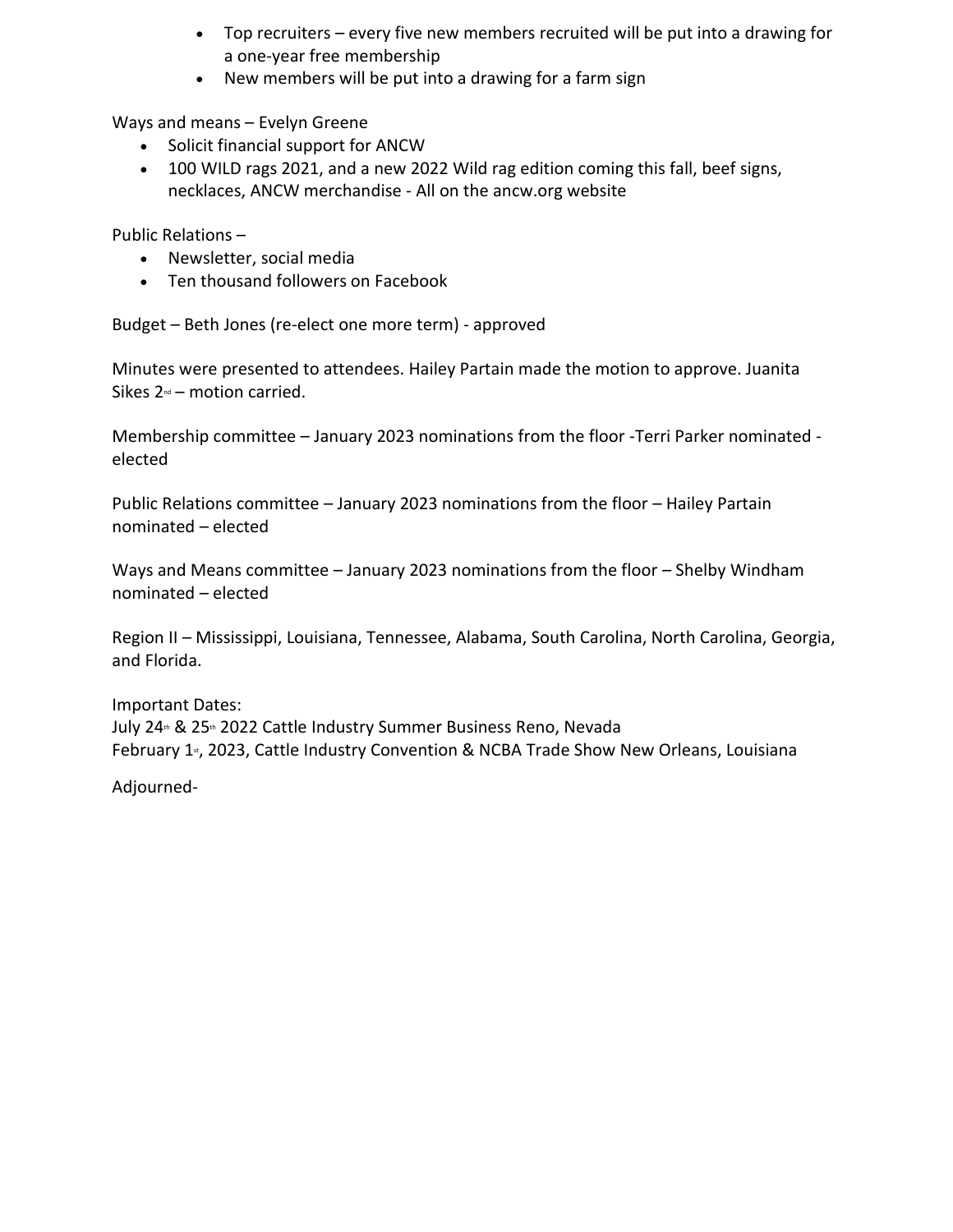- Top recruiters – every five new members recruited will be put into a drawing for a one-year free membership
- New members will be put into a drawing for a farm sign

Ways and means – Evelyn Greene

- Solicit financial support for ANCW
- 100 WILD rags 2021, and a new 2022 Wild rag edition coming this fall, beef signs, necklaces, ANCW merchandise - All on the ancw.org website

Public Relations –

- Newsletter, social media
- Ten thousand followers on Facebook

Budget – Beth Jones (re-elect one more term) - approved

Minutes were presented to attendees. Hailey Partain made the motion to approve. Juanita Sikes 2nd – motion carried.

Membership committee – January 2023 nominations from the floor -Terri Parker nominated - elected

Public Relations committee – January 2023 nominations from the floor – Hailey Partain nominated – elected

Ways and Means committee – January 2023 nominations from the floor – Shelby Windham nominated – elected

Region II – Mississippi, Louisiana, Tennessee, Alabama, South Carolina, North Carolina, Georgia, and Florida.

Important Dates:
July 24th & 25th 2022 Cattle Industry Summer Business Reno, Nevada
February 1st, 2023, Cattle Industry Convention & NCBA Trade Show New Orleans, Louisiana

Adjourned-